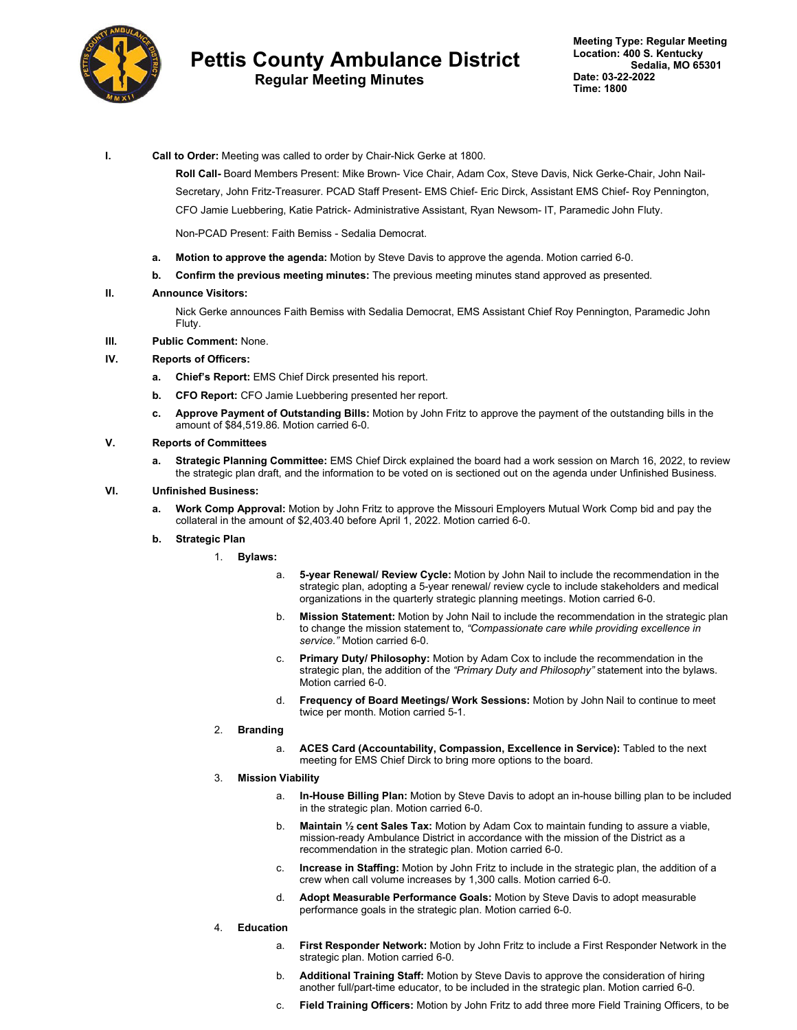# Pettis County Ambulance District

## Regular Meeting Minutes

**Meeting Type: Regular Meeting**
**Location: 400 S. Kentucky**
**Sedalia, MO 65301**
**Date: 03-22-2022**
**Time: 1800**

**I. Call to Order:** Meeting was called to order by Chair-Nick Gerke at 1800.

**Roll Call-** Board Members Present: Mike Brown- Vice Chair, Adam Cox, Steve Davis, Nick Gerke-Chair, John Nail-Secretary, John Fritz-Treasurer. PCAD Staff Present- EMS Chief- Eric Dirck, Assistant EMS Chief- Roy Pennington, CFO Jamie Luebbering, Katie Patrick- Administrative Assistant, Ryan Newsom- IT, Paramedic John Fluty.

Non-PCAD Present: Faith Bemiss - Sedalia Democrat.

- **a. Motion to approve the agenda:** Motion by Steve Davis to approve the agenda. Motion carried 6-0.
- **b. Confirm the previous meeting minutes:** The previous meeting minutes stand approved as presented.

**II. Announce Visitors:**

Nick Gerke announces Faith Bemiss with Sedalia Democrat, EMS Assistant Chief Roy Pennington, Paramedic John Fluty.

**III. Public Comment:** None.

**IV. Reports of Officers:**

- **a. Chief's Report:** EMS Chief Dirck presented his report.
- **b. CFO Report:** CFO Jamie Luebbering presented her report.
- **c. Approve Payment of Outstanding Bills:** Motion by John Fritz to approve the payment of the outstanding bills in the amount of $84,519.86. Motion carried 6-0.

**V. Reports of Committees**

- **a. Strategic Planning Committee:** EMS Chief Dirck explained the board had a work session on March 16, 2022, to review the strategic plan draft, and the information to be voted on is sectioned out on the agenda under Unfinished Business.

**VI. Unfinished Business:**

- **a. Work Comp Approval:** Motion by John Fritz to approve the Missouri Employers Mutual Work Comp bid and pay the collateral in the amount of $2,403.40 before April 1, 2022. Motion carried 6-0.
- **b. Strategic Plan**
  1. **Bylaws:**
     - a. **5-year Renewal/ Review Cycle:** Motion by John Nail to include the recommendation in the strategic plan, adopting a 5-year renewal/ review cycle to include stakeholders and medical organizations in the quarterly strategic planning meetings. Motion carried 6-0.
     - b. **Mission Statement:** Motion by John Nail to include the recommendation in the strategic plan to change the mission statement to, *"Compassionate care while providing excellence in service."* Motion carried 6-0.
     - c. **Primary Duty/ Philosophy:** Motion by Adam Cox to include the recommendation in the strategic plan, the addition of the *"Primary Duty and Philosophy"* statement into the bylaws. Motion carried 6-0.
     - d. **Frequency of Board Meetings/ Work Sessions:** Motion by John Nail to continue to meet twice per month. Motion carried 5-1.
  2. **Branding**
     - a. **ACES Card (Accountability, Compassion, Excellence in Service):** Tabled to the next meeting for EMS Chief Dirck to bring more options to the board.
  3. **Mission Viability**
     - a. **In-House Billing Plan:** Motion by Steve Davis to adopt an in-house billing plan to be included in the strategic plan. Motion carried 6-0.
     - b. **Maintain ½ cent Sales Tax:** Motion by Adam Cox to maintain funding to assure a viable, mission-ready Ambulance District in accordance with the mission of the District as a recommendation in the strategic plan. Motion carried 6-0.
     - c. **Increase in Staffing:** Motion by John Fritz to include in the strategic plan, the addition of a crew when call volume increases by 1,300 calls. Motion carried 6-0.
     - d. **Adopt Measurable Performance Goals:** Motion by Steve Davis to adopt measurable performance goals in the strategic plan. Motion carried 6-0.
  4. **Education**
     - a. **First Responder Network:** Motion by John Fritz to include a First Responder Network in the strategic plan. Motion carried 6-0.
     - b. **Additional Training Staff:** Motion by Steve Davis to approve the consideration of hiring another full/part-time educator, to be included in the strategic plan. Motion carried 6-0.
     - c. **Field Training Officers:** Motion by John Fritz to add three more Field Training Officers, to be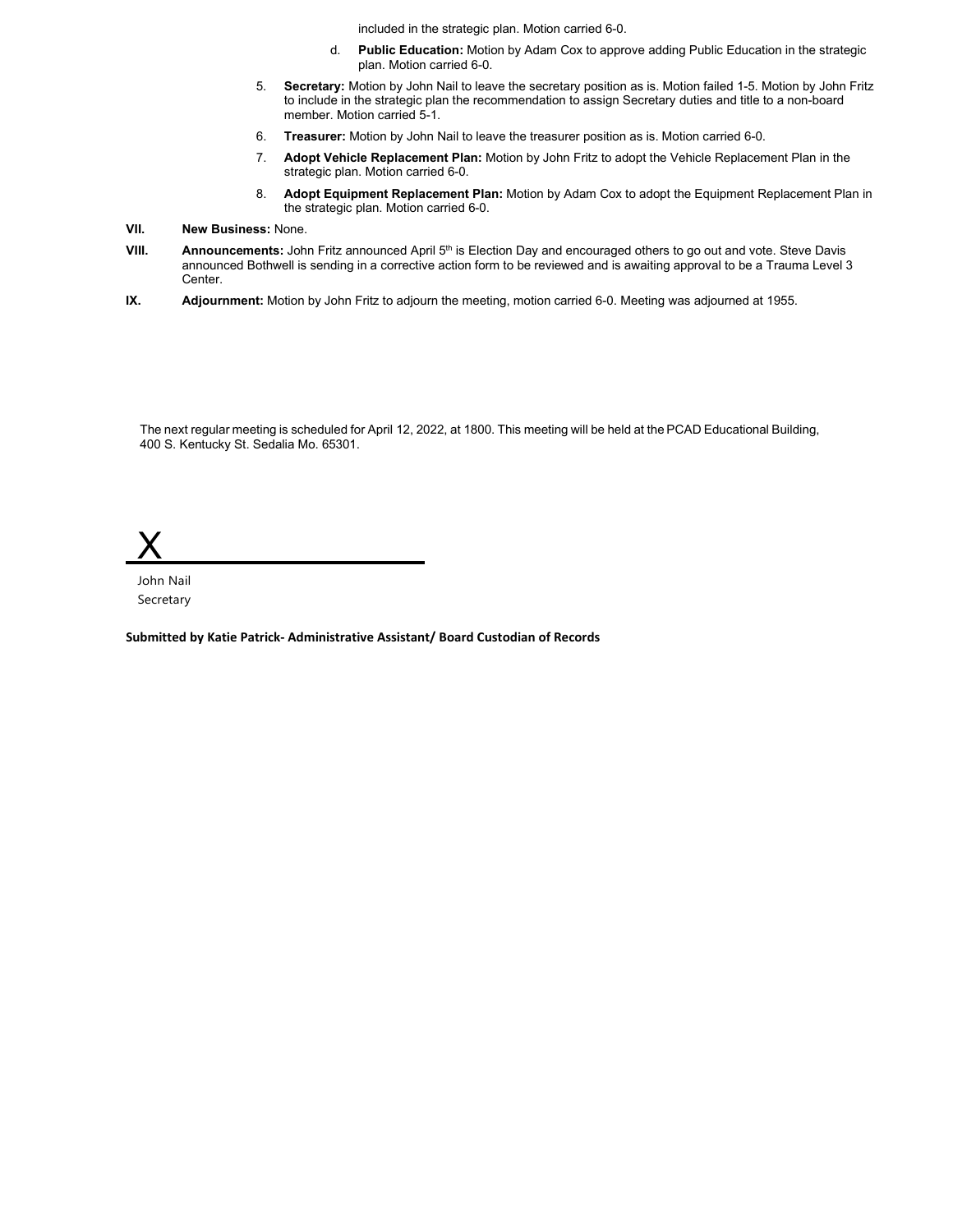included in the strategic plan. Motion carried 6-0.

   d. **Public Education:** Motion by Adam Cox to approve adding Public Education in the strategic plan. Motion carried 6-0.

5. **Secretary:** Motion by John Nail to leave the secretary position as is. Motion failed 1-5. Motion by John Fritz to include in the strategic plan the recommendation to assign Secretary duties and title to a non-board member. Motion carried 5-1.
6. **Treasurer:** Motion by John Nail to leave the treasurer position as is. Motion carried 6-0.
7. **Adopt Vehicle Replacement Plan:** Motion by John Fritz to adopt the Vehicle Replacement Plan in the strategic plan. Motion carried 6-0.
8. **Adopt Equipment Replacement Plan:** Motion by Adam Cox to adopt the Equipment Replacement Plan in the strategic plan. Motion carried 6-0.

**VII. New Business:** None.

**VIII. Announcements:** John Fritz announced April 5th is Election Day and encouraged others to go out and vote. Steve Davis announced Bothwell is sending in a corrective action form to be reviewed and is awaiting approval to be a Trauma Level 3 Center.

**IX. Adjournment:** Motion by John Fritz to adjourn the meeting, motion carried 6-0. Meeting was adjourned at 1955.

The next regular meeting is scheduled for April 12, 2022, at 1800. This meeting will be held at the PCAD Educational Building, 400 S. Kentucky St. Sedalia Mo. 65301.

X \_\_\_\_\_\_\_\_\_\_\_\_\_\_\_\_\_\_\_\_\_\_\_\_\_\_

John Nail
Secretary

**Submitted by Katie Patrick- Administrative Assistant/ Board Custodian of Records**